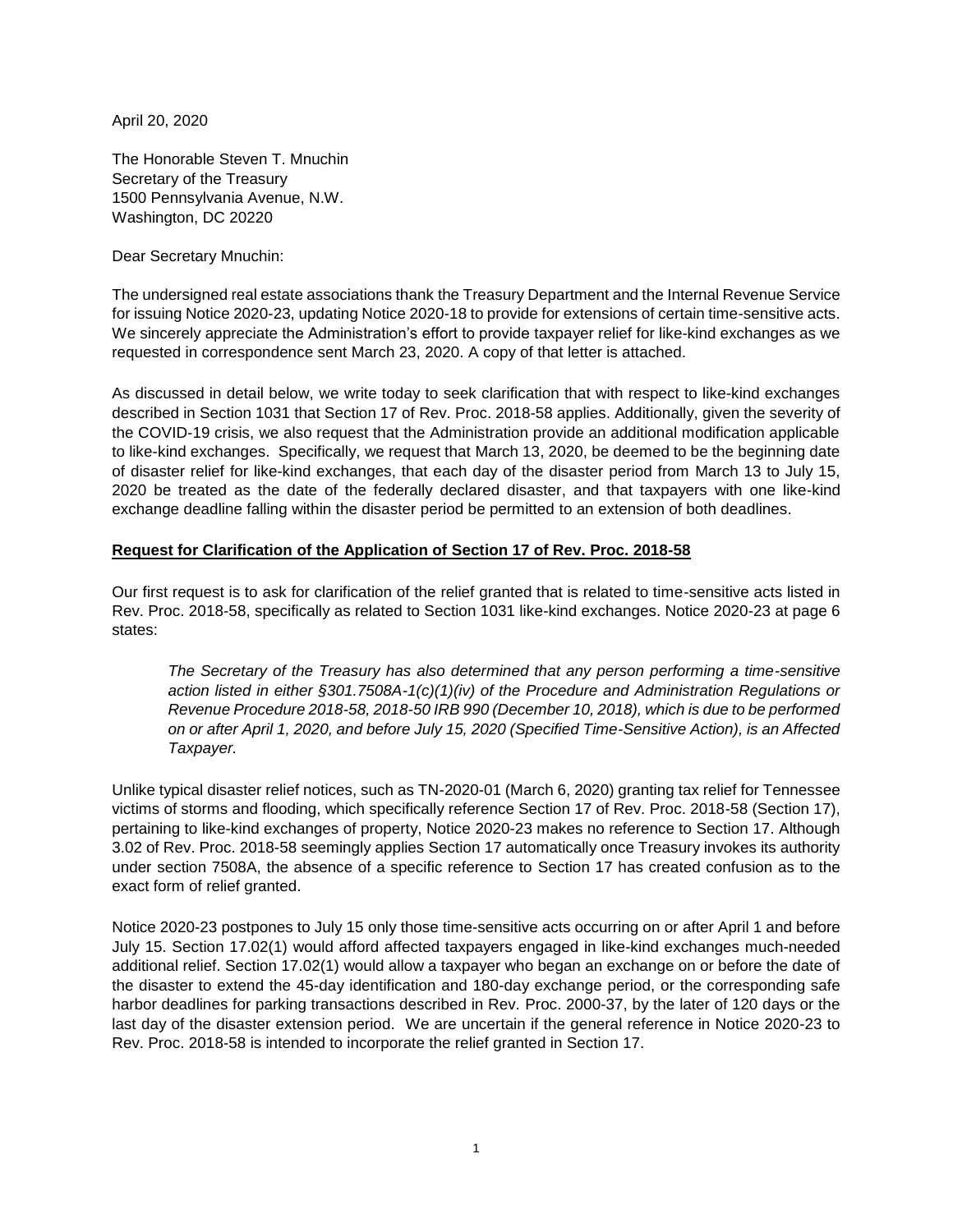April 20, 2020

The Honorable Steven T. Mnuchin
Secretary of the Treasury
1500 Pennsylvania Avenue, N.W.
Washington, DC 20220

Dear Secretary Mnuchin:

The undersigned real estate associations thank the Treasury Department and the Internal Revenue Service for issuing Notice 2020-23, updating Notice 2020-18 to provide for extensions of certain time-sensitive acts. We sincerely appreciate the Administration's effort to provide taxpayer relief for like-kind exchanges as we requested in correspondence sent March 23, 2020. A copy of that letter is attached.

As discussed in detail below, we write today to seek clarification that with respect to like-kind exchanges described in Section 1031 that Section 17 of Rev. Proc. 2018-58 applies. Additionally, given the severity of the COVID-19 crisis, we also request that the Administration provide an additional modification applicable to like-kind exchanges. Specifically, we request that March 13, 2020, be deemed to be the beginning date of disaster relief for like-kind exchanges, that each day of the disaster period from March 13 to July 15, 2020 be treated as the date of the federally declared disaster, and that taxpayers with one like-kind exchange deadline falling within the disaster period be permitted to an extension of both deadlines.

**<u>Request for Clarification of the Application of Section 17 of Rev. Proc. 2018-58</u>**

Our first request is to ask for clarification of the relief granted that is related to time-sensitive acts listed in Rev. Proc. 2018-58, specifically as related to Section 1031 like-kind exchanges. Notice 2020-23 at page 6 states:

> *The Secretary of the Treasury has also determined that any person performing a time-sensitive action listed in either §301.7508A-1(c)(1)(iv) of the Procedure and Administration Regulations or Revenue Procedure 2018-58, 2018-50 IRB 990 (December 10, 2018), which is due to be performed on or after April 1, 2020, and before July 15, 2020 (Specified Time-Sensitive Action), is an Affected Taxpayer.*

Unlike typical disaster relief notices, such as TN-2020-01 (March 6, 2020) granting tax relief for Tennessee victims of storms and flooding, which specifically reference Section 17 of Rev. Proc. 2018-58 (Section 17), pertaining to like-kind exchanges of property, Notice 2020-23 makes no reference to Section 17. Although 3.02 of Rev. Proc. 2018-58 seemingly applies Section 17 automatically once Treasury invokes its authority under section 7508A, the absence of a specific reference to Section 17 has created confusion as to the exact form of relief granted.

Notice 2020-23 postpones to July 15 only those time-sensitive acts occurring on or after April 1 and before July 15. Section 17.02(1) would afford affected taxpayers engaged in like-kind exchanges much-needed additional relief. Section 17.02(1) would allow a taxpayer who began an exchange on or before the date of the disaster to extend the 45-day identification and 180-day exchange period, or the corresponding safe harbor deadlines for parking transactions described in Rev. Proc. 2000-37, by the later of 120 days or the last day of the disaster extension period. We are uncertain if the general reference in Notice 2020-23 to Rev. Proc. 2018-58 is intended to incorporate the relief granted in Section 17.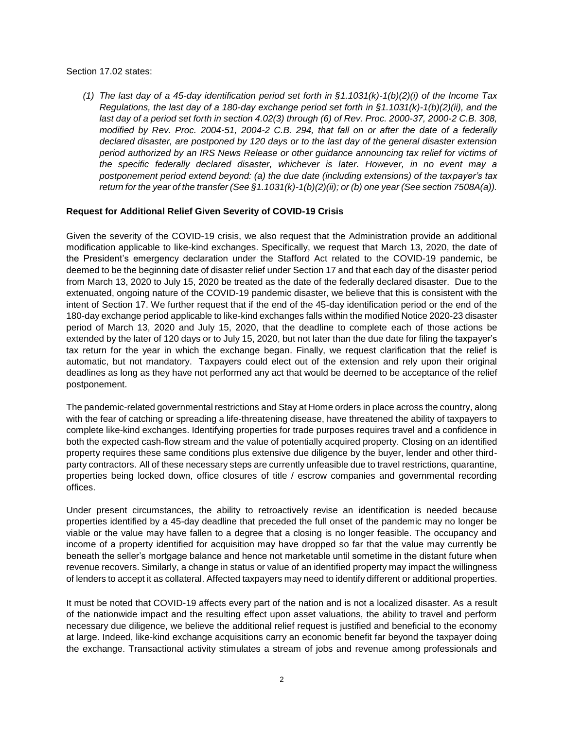Section 17.02 states:

*(1) The last day of a 45-day identification period set forth in §1.1031(k)-1(b)(2)(i) of the Income Tax Regulations, the last day of a 180-day exchange period set forth in §1.1031(k)-1(b)(2)(ii), and the last day of a period set forth in section 4.02(3) through (6) of Rev. Proc. 2000-37, 2000-2 C.B. 308, modified by Rev. Proc. 2004-51, 2004-2 C.B. 294, that fall on or after the date of a federally declared disaster, are postponed by 120 days or to the last day of the general disaster extension period authorized by an IRS News Release or other guidance announcing tax relief for victims of the specific federally declared disaster, whichever is later. However, in no event may a postponement period extend beyond: (a) the due date (including extensions) of the taxpayer's tax return for the year of the transfer (See §1.1031(k)-1(b)(2)(ii); or (b) one year (See section 7508A(a)).*

**Request for Additional Relief Given Severity of COVID-19 Crisis**

Given the severity of the COVID-19 crisis, we also request that the Administration provide an additional modification applicable to like-kind exchanges. Specifically, we request that March 13, 2020, the date of the President's emergency declaration under the Stafford Act related to the COVID-19 pandemic, be deemed to be the beginning date of disaster relief under Section 17 and that each day of the disaster period from March 13, 2020 to July 15, 2020 be treated as the date of the federally declared disaster. Due to the extenuated, ongoing nature of the COVID-19 pandemic disaster, we believe that this is consistent with the intent of Section 17. We further request that if the end of the 45-day identification period or the end of the 180-day exchange period applicable to like-kind exchanges falls within the modified Notice 2020-23 disaster period of March 13, 2020 and July 15, 2020, that the deadline to complete each of those actions be extended by the later of 120 days or to July 15, 2020, but not later than the due date for filing the taxpayer's tax return for the year in which the exchange began. Finally, we request clarification that the relief is automatic, but not mandatory. Taxpayers could elect out of the extension and rely upon their original deadlines as long as they have not performed any act that would be deemed to be acceptance of the relief postponement.

The pandemic-related governmental restrictions and Stay at Home orders in place across the country, along with the fear of catching or spreading a life-threatening disease, have threatened the ability of taxpayers to complete like-kind exchanges. Identifying properties for trade purposes requires travel and a confidence in both the expected cash-flow stream and the value of potentially acquired property. Closing on an identified property requires these same conditions plus extensive due diligence by the buyer, lender and other third-party contractors. All of these necessary steps are currently unfeasible due to travel restrictions, quarantine, properties being locked down, office closures of title / escrow companies and governmental recording offices.

Under present circumstances, the ability to retroactively revise an identification is needed because properties identified by a 45-day deadline that preceded the full onset of the pandemic may no longer be viable or the value may have fallen to a degree that a closing is no longer feasible. The occupancy and income of a property identified for acquisition may have dropped so far that the value may currently be beneath the seller's mortgage balance and hence not marketable until sometime in the distant future when revenue recovers. Similarly, a change in status or value of an identified property may impact the willingness of lenders to accept it as collateral. Affected taxpayers may need to identify different or additional properties.

It must be noted that COVID-19 affects every part of the nation and is not a localized disaster. As a result of the nationwide impact and the resulting effect upon asset valuations, the ability to travel and perform necessary due diligence, we believe the additional relief request is justified and beneficial to the economy at large. Indeed, like-kind exchange acquisitions carry an economic benefit far beyond the taxpayer doing the exchange. Transactional activity stimulates a stream of jobs and revenue among professionals and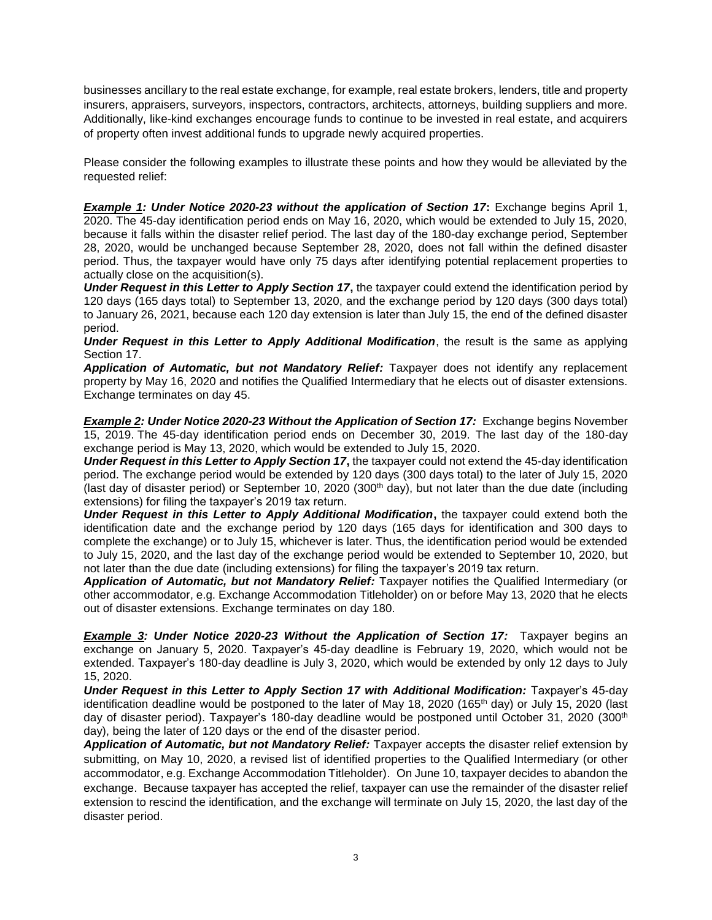businesses ancillary to the real estate exchange, for example, real estate brokers, lenders, title and property insurers, appraisers, surveyors, inspectors, contractors, architects, attorneys, building suppliers and more. Additionally, like-kind exchanges encourage funds to continue to be invested in real estate, and acquirers of property often invest additional funds to upgrade newly acquired properties.

Please consider the following examples to illustrate these points and how they would be alleviated by the requested relief:

***Example 1: Under Notice 2020-23 without the application of Section 17*:** Exchange begins April 1, 2020. The 45-day identification period ends on May 16, 2020, which would be extended to July 15, 2020, because it falls within the disaster relief period. The last day of the 180-day exchange period, September 28, 2020, would be unchanged because September 28, 2020, does not fall within the defined disaster period. Thus, the taxpayer would have only 75 days after identifying potential replacement properties to actually close on the acquisition(s).
***Under Request in this Letter to Apply Section 17*,** the taxpayer could extend the identification period by 120 days (165 days total) to September 13, 2020, and the exchange period by 120 days (300 days total) to January 26, 2021, because each 120 day extension is later than July 15, the end of the defined disaster period.
***Under Request in this Letter to Apply Additional Modification***, the result is the same as applying Section 17.
***Application of Automatic, but not Mandatory Relief:*** Taxpayer does not identify any replacement property by May 16, 2020 and notifies the Qualified Intermediary that he elects out of disaster extensions. Exchange terminates on day 45.

***Example 2: Under Notice 2020-23 Without the Application of Section 17:*** Exchange begins November 15, 2019. The 45-day identification period ends on December 30, 2019. The last day of the 180-day exchange period is May 13, 2020, which would be extended to July 15, 2020.
***Under Request in this Letter to Apply Section 17*,** the taxpayer could not extend the 45-day identification period. The exchange period would be extended by 120 days (300 days total) to the later of July 15, 2020 (last day of disaster period) or September 10, 2020 (300th day), but not later than the due date (including extensions) for filing the taxpayer's 2019 tax return.
***Under Request in this Letter to Apply Additional Modification*,** the taxpayer could extend both the identification date and the exchange period by 120 days (165 days for identification and 300 days to complete the exchange) or to July 15, whichever is later. Thus, the identification period would be extended to July 15, 2020, and the last day of the exchange period would be extended to September 10, 2020, but not later than the due date (including extensions) for filing the taxpayer's 2019 tax return.
***Application of Automatic, but not Mandatory Relief:*** Taxpayer notifies the Qualified Intermediary (or other accommodator, e.g. Exchange Accommodation Titleholder) on or before May 13, 2020 that he elects out of disaster extensions. Exchange terminates on day 180.

***Example 3: Under Notice 2020-23 Without the Application of Section 17:*** Taxpayer begins an exchange on January 5, 2020. Taxpayer's 45-day deadline is February 19, 2020, which would not be extended. Taxpayer's 180-day deadline is July 3, 2020, which would be extended by only 12 days to July 15, 2020.
***Under Request in this Letter to Apply Section 17 with Additional Modification:*** Taxpayer's 45-day identification deadline would be postponed to the later of May 18, 2020 (165th day) or July 15, 2020 (last day of disaster period). Taxpayer's 180-day deadline would be postponed until October 31, 2020 (300th day), being the later of 120 days or the end of the disaster period.
***Application of Automatic, but not Mandatory Relief:*** Taxpayer accepts the disaster relief extension by submitting, on May 10, 2020, a revised list of identified properties to the Qualified Intermediary (or other accommodator, e.g. Exchange Accommodation Titleholder). On June 10, taxpayer decides to abandon the exchange. Because taxpayer has accepted the relief, taxpayer can use the remainder of the disaster relief extension to rescind the identification, and the exchange will terminate on July 15, 2020, the last day of the disaster period.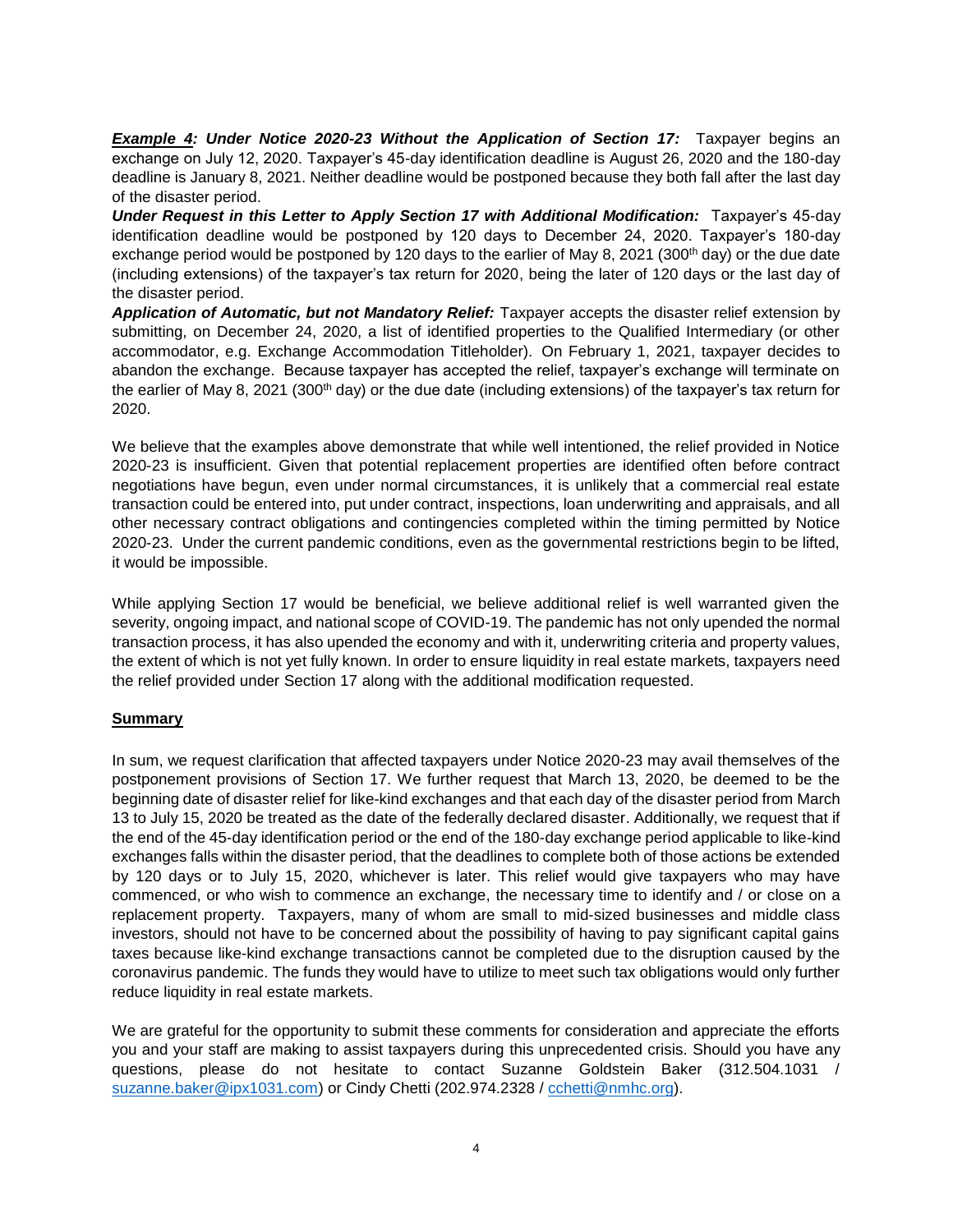***Example 4*: Under Notice 2020-23 Without the Application of Section 17:** Taxpayer begins an exchange on July 12, 2020. Taxpayer's 45-day identification deadline is August 26, 2020 and the 180-day deadline is January 8, 2021. Neither deadline would be postponed because they both fall after the last day of the disaster period.

***Under Request in this Letter to Apply Section 17 with Additional Modification:*** Taxpayer's 45-day identification deadline would be postponed by 120 days to December 24, 2020. Taxpayer's 180-day exchange period would be postponed by 120 days to the earlier of May 8, 2021 (300th day) or the due date (including extensions) of the taxpayer's tax return for 2020, being the later of 120 days or the last day of the disaster period.

***Application of Automatic, but not Mandatory Relief:*** Taxpayer accepts the disaster relief extension by submitting, on December 24, 2020, a list of identified properties to the Qualified Intermediary (or other accommodator, e.g. Exchange Accommodation Titleholder). On February 1, 2021, taxpayer decides to abandon the exchange. Because taxpayer has accepted the relief, taxpayer's exchange will terminate on the earlier of May 8, 2021 (300th day) or the due date (including extensions) of the taxpayer's tax return for 2020.

We believe that the examples above demonstrate that while well intentioned, the relief provided in Notice 2020-23 is insufficient. Given that potential replacement properties are identified often before contract negotiations have begun, even under normal circumstances, it is unlikely that a commercial real estate transaction could be entered into, put under contract, inspections, loan underwriting and appraisals, and all other necessary contract obligations and contingencies completed within the timing permitted by Notice 2020-23. Under the current pandemic conditions, even as the governmental restrictions begin to be lifted, it would be impossible.

While applying Section 17 would be beneficial, we believe additional relief is well warranted given the severity, ongoing impact, and national scope of COVID-19. The pandemic has not only upended the normal transaction process, it has also upended the economy and with it, underwriting criteria and property values, the extent of which is not yet fully known. In order to ensure liquidity in real estate markets, taxpayers need the relief provided under Section 17 along with the additional modification requested.

## Summary

In sum, we request clarification that affected taxpayers under Notice 2020-23 may avail themselves of the postponement provisions of Section 17. We further request that March 13, 2020, be deemed to be the beginning date of disaster relief for like-kind exchanges and that each day of the disaster period from March 13 to July 15, 2020 be treated as the date of the federally declared disaster. Additionally, we request that if the end of the 45-day identification period or the end of the 180-day exchange period applicable to like-kind exchanges falls within the disaster period, that the deadlines to complete both of those actions be extended by 120 days or to July 15, 2020, whichever is later. This relief would give taxpayers who may have commenced, or who wish to commence an exchange, the necessary time to identify and / or close on a replacement property. Taxpayers, many of whom are small to mid-sized businesses and middle class investors, should not have to be concerned about the possibility of having to pay significant capital gains taxes because like-kind exchange transactions cannot be completed due to the disruption caused by the coronavirus pandemic. The funds they would have to utilize to meet such tax obligations would only further reduce liquidity in real estate markets.

We are grateful for the opportunity to submit these comments for consideration and appreciate the efforts you and your staff are making to assist taxpayers during this unprecedented crisis. Should you have any questions, please do not hesitate to contact Suzanne Goldstein Baker (312.504.1031 / suzanne.baker@ipx1031.com) or Cindy Chetti (202.974.2328 / cchetti@nmhc.org).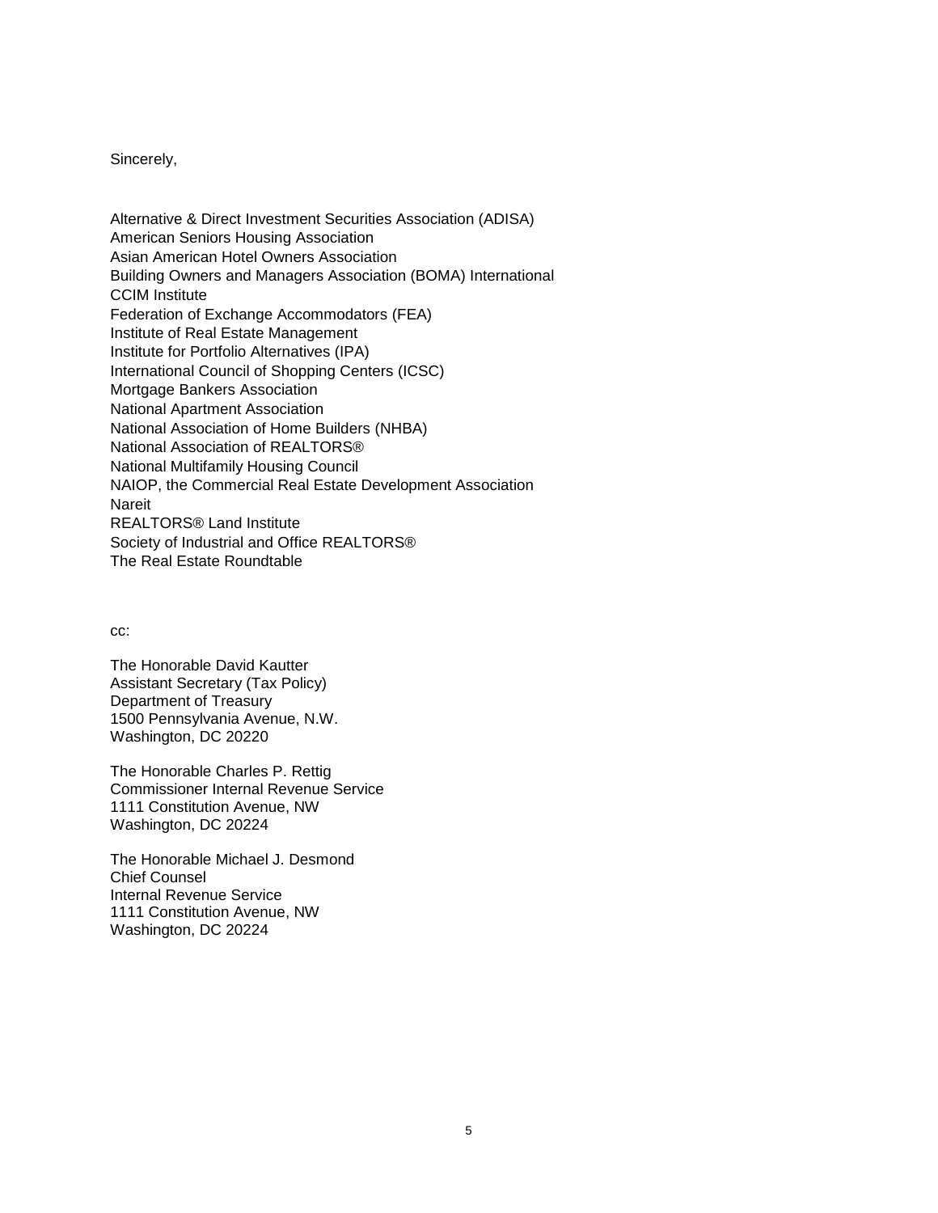Sincerely,

Alternative & Direct Investment Securities Association (ADISA)
American Seniors Housing Association
Asian American Hotel Owners Association
Building Owners and Managers Association (BOMA) International
CCIM Institute
Federation of Exchange Accommodators (FEA)
Institute of Real Estate Management
Institute for Portfolio Alternatives (IPA)
International Council of Shopping Centers (ICSC)
Mortgage Bankers Association
National Apartment Association
National Association of Home Builders (NHBA)
National Association of REALTORS®
National Multifamily Housing Council
NAIOP, the Commercial Real Estate Development Association
Nareit
REALTORS® Land Institute
Society of Industrial and Office REALTORS®
The Real Estate Roundtable

cc:

The Honorable David Kautter
Assistant Secretary (Tax Policy)
Department of Treasury
1500 Pennsylvania Avenue, N.W.
Washington, DC 20220

The Honorable Charles P. Rettig
Commissioner Internal Revenue Service
1111 Constitution Avenue, NW
Washington, DC 20224

The Honorable Michael J. Desmond
Chief Counsel
Internal Revenue Service
1111 Constitution Avenue, NW
Washington, DC 20224